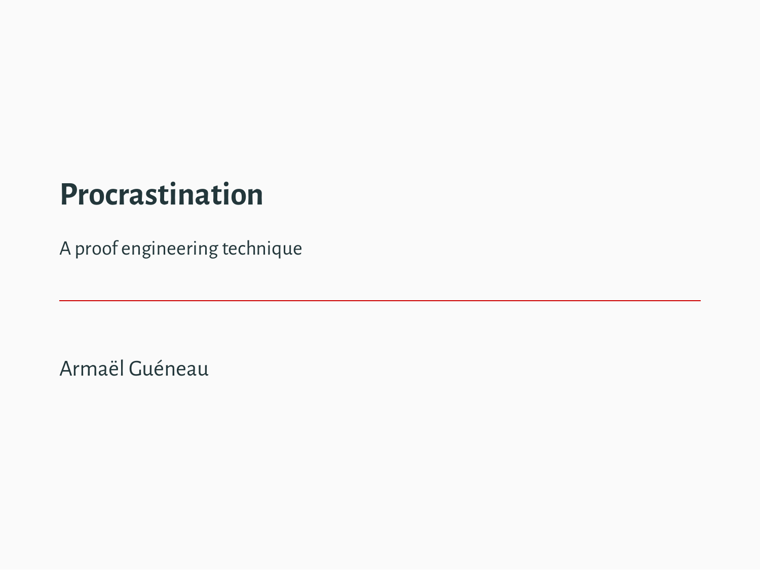# Procrastination

A proof engineering technique

Armaël Guéneau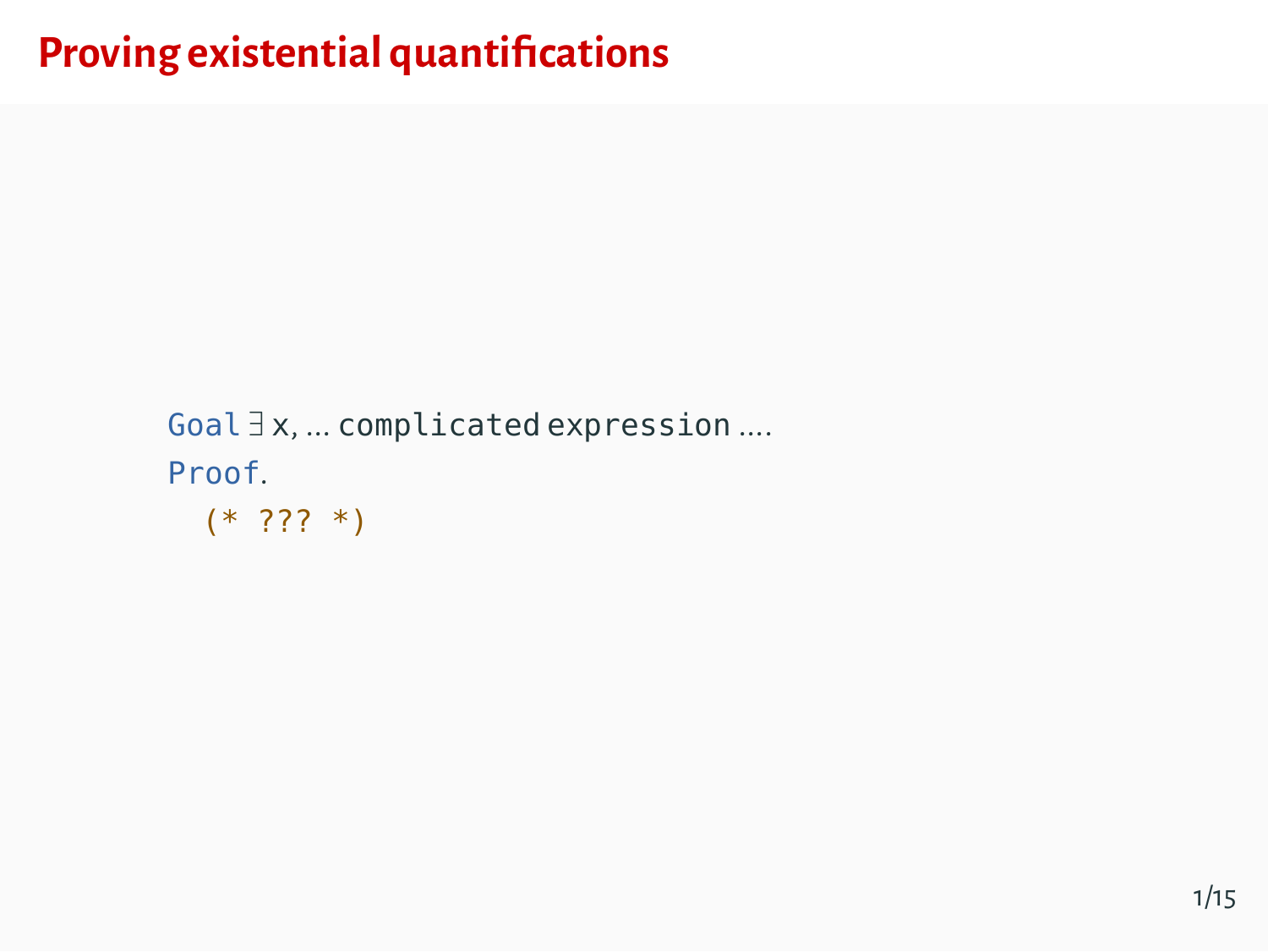# Proving existential quantifications

```
Goal ∃ x, … complicated expression ….
Proof.
  (* ??? *)
```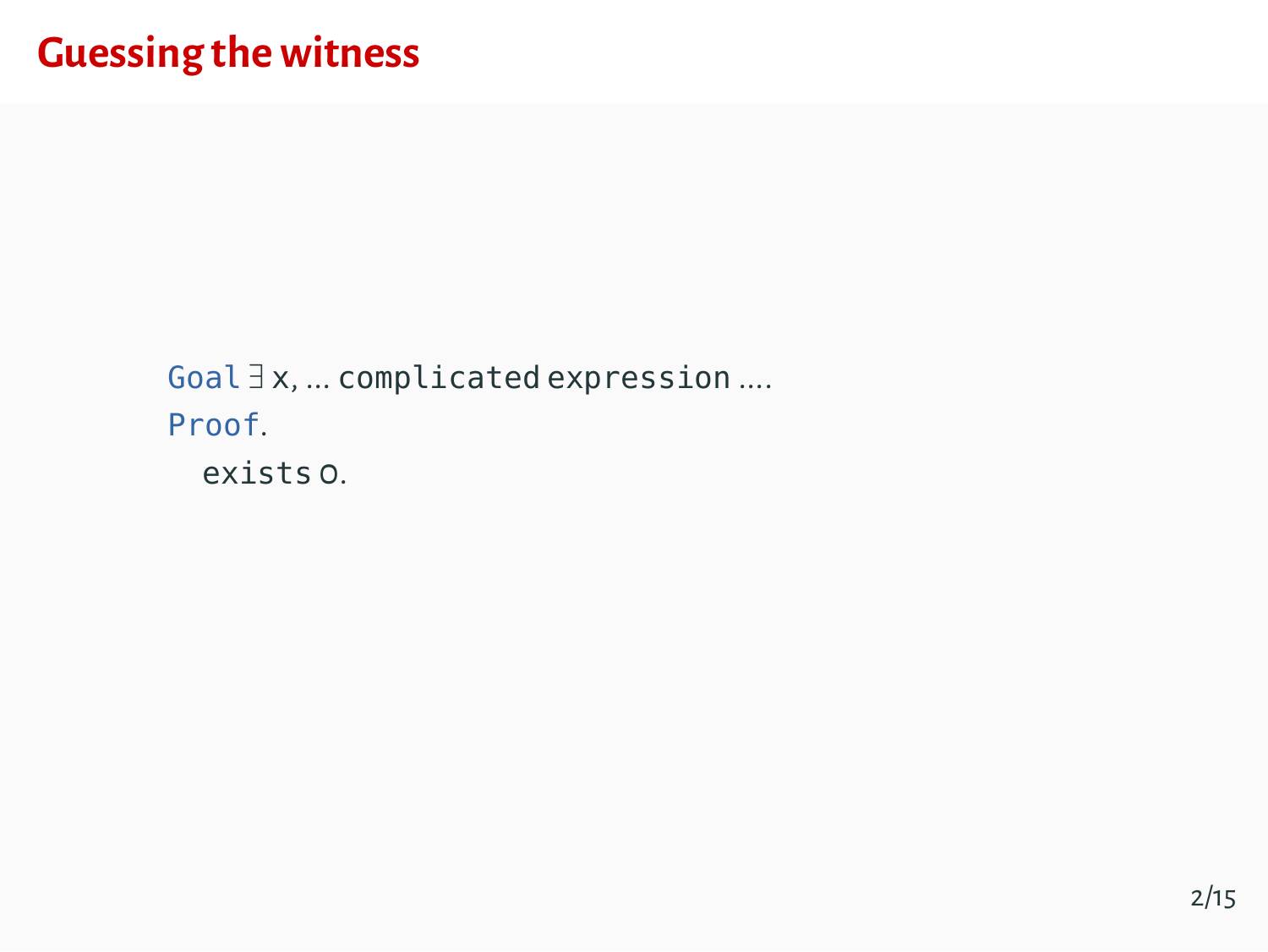# Guessing the witness

```
Goal ∃ x, … complicated expression ….
Proof.
  exists O.
```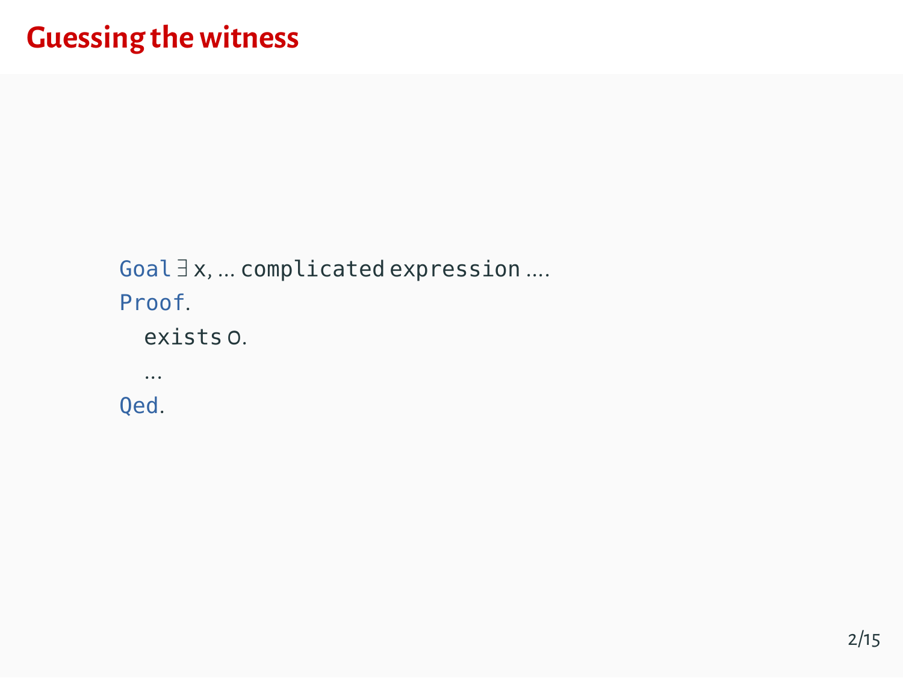# Guessing the witness

```
Goal ∃ x, … complicated expression ….
Proof.
  exists 0.
  …
Qed.
```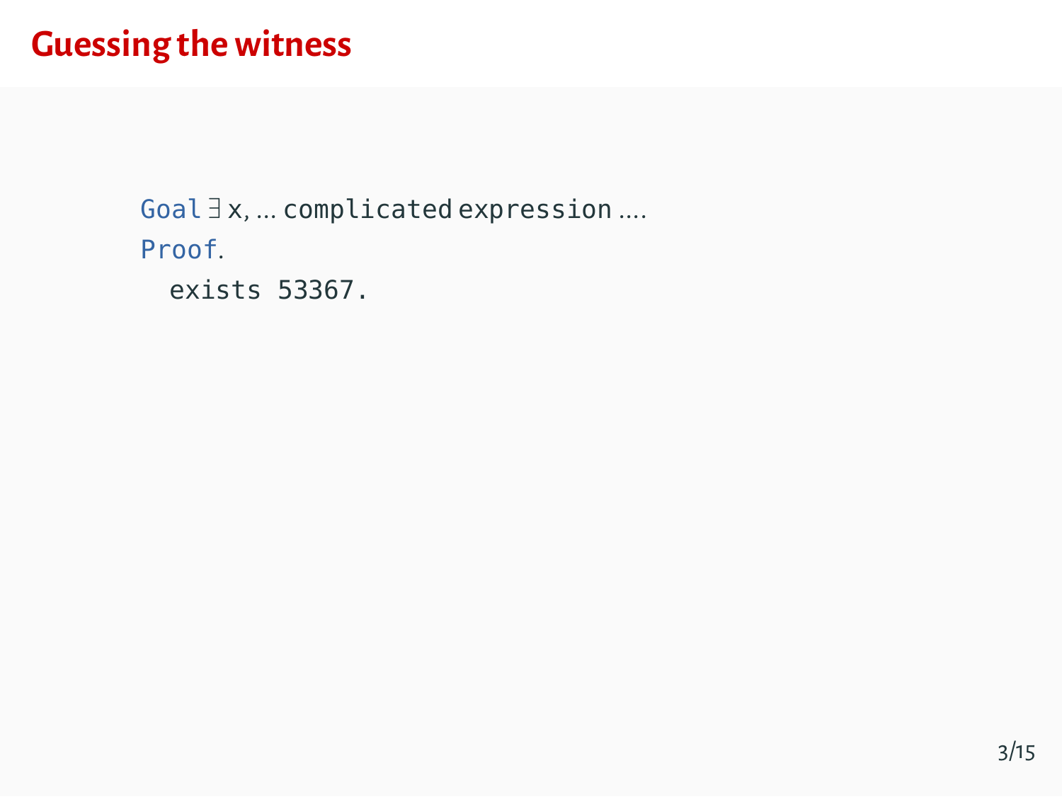# Guessing the witness

```
Goal ∃ x, … complicated expression ….
Proof.
  exists 53367.
```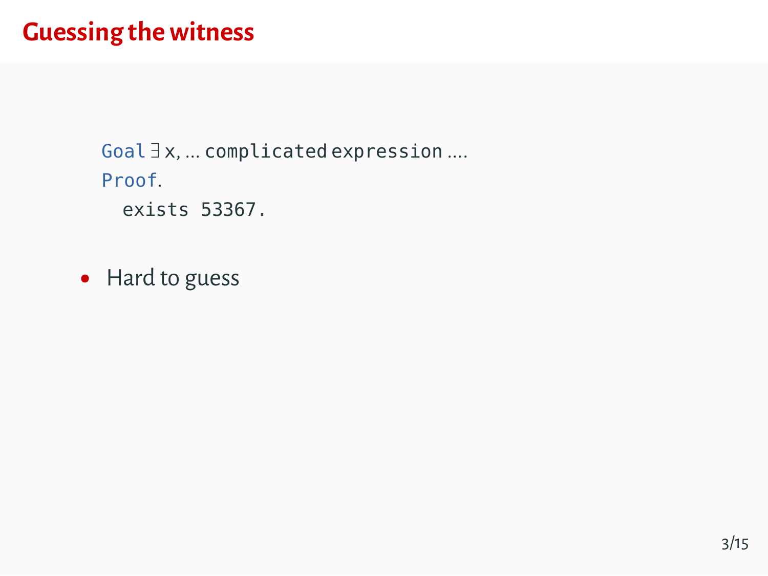# Guessing the witness

```
Goal ∃ x, … complicated expression ….
Proof.
  exists 53367.
```

- Hard to guess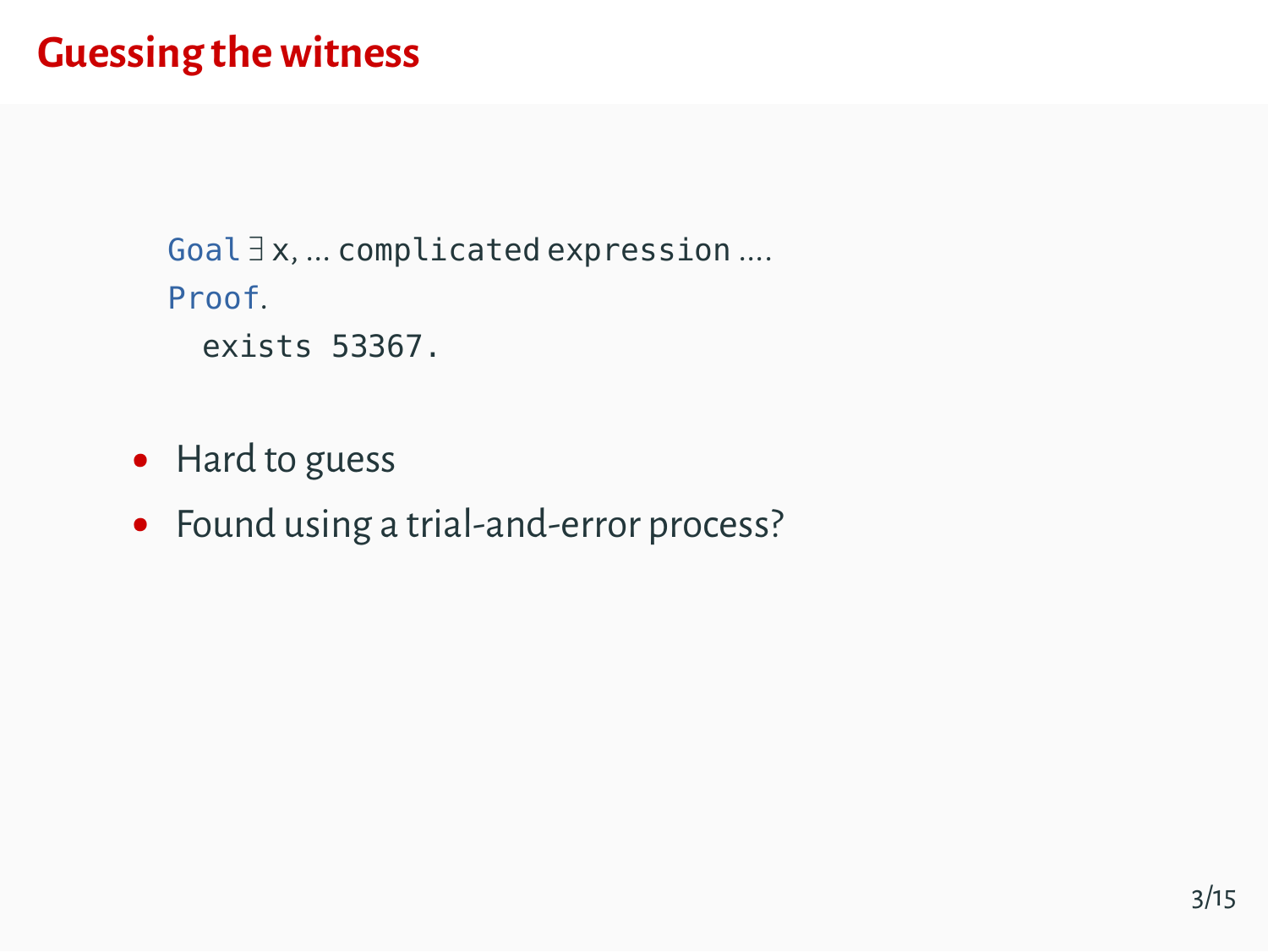# Guessing the witness

```
Goal ∃ x, ... complicated expression ....
Proof.
  exists 53367.
```

- Hard to guess
- Found using a trial-and-error process?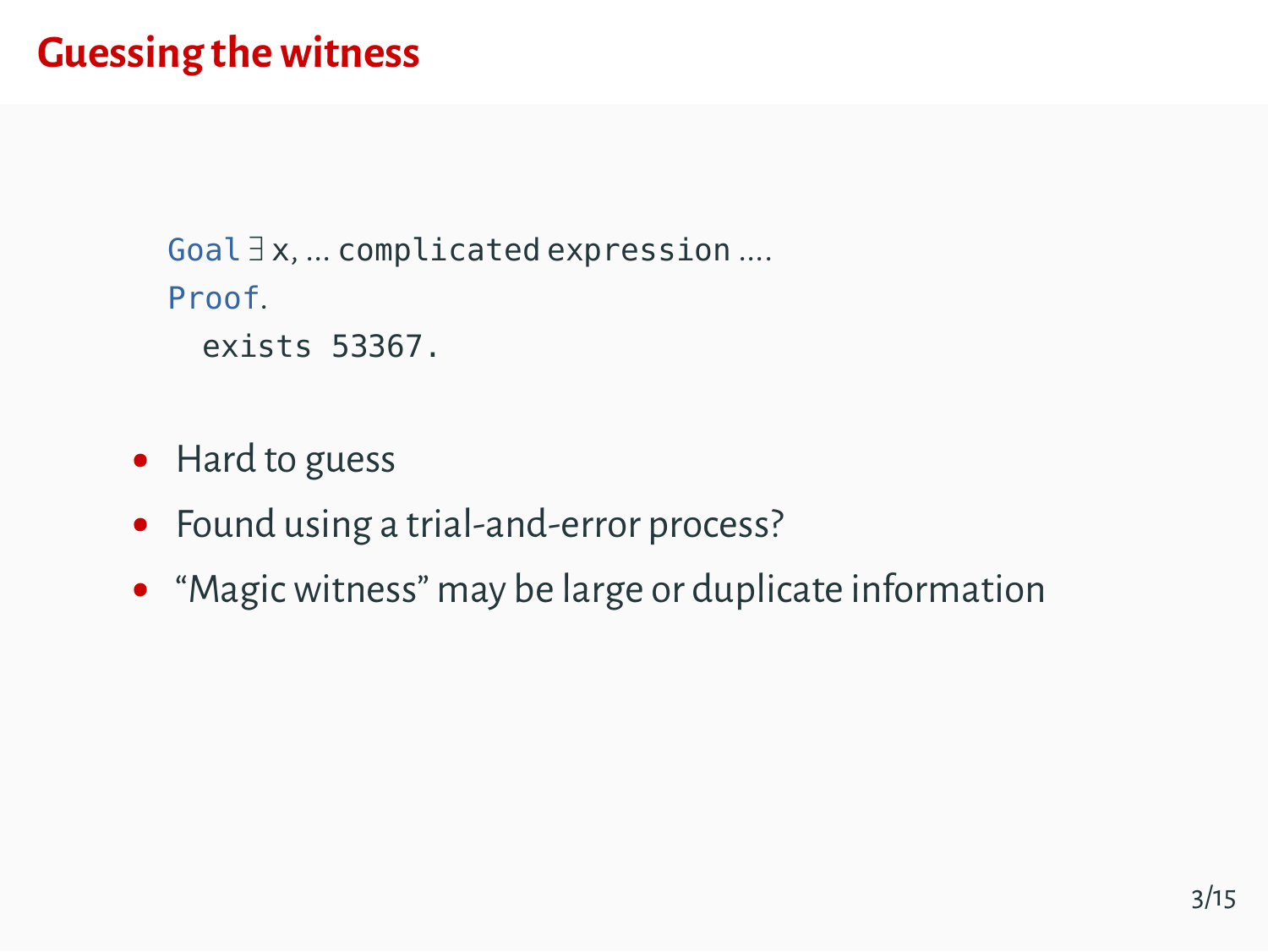# Guessing the witness

```
Goal ∃ x, ... complicated expression ....
Proof.
  exists 53367.
```

- Hard to guess
- Found using a trial-and-error process?
- “Magic witness” may be large or duplicate information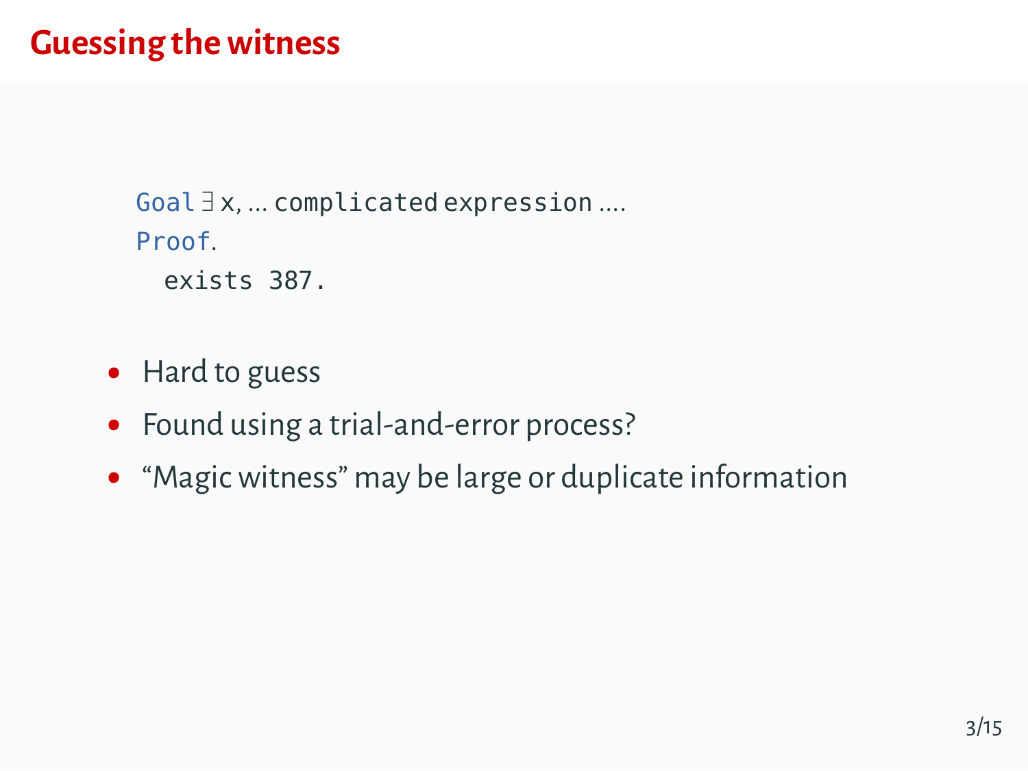# Guessing the witness

```
Goal ∃ x, … complicated expression ….
Proof.
  exists 387.
```

- Hard to guess
- Found using a trial-and-error process?
- “Magic witness” may be large or duplicate information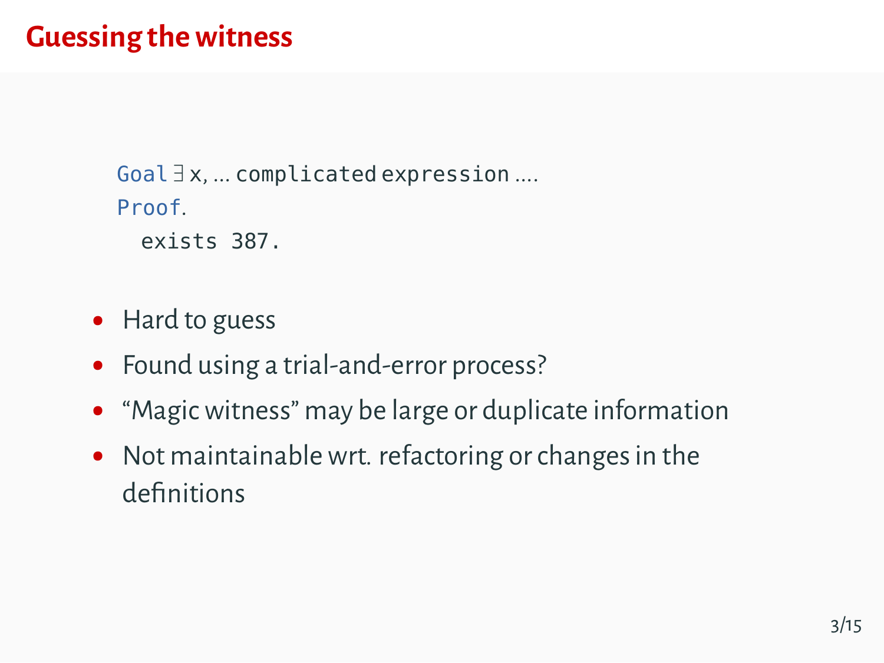# Guessing the witness

```
Goal ∃ x, … complicated expression ….
Proof.
  exists 387.
```

- Hard to guess
- Found using a trial-and-error process?
- “Magic witness” may be large or duplicate information
- Not maintainable wrt. refactoring or changes in the definitions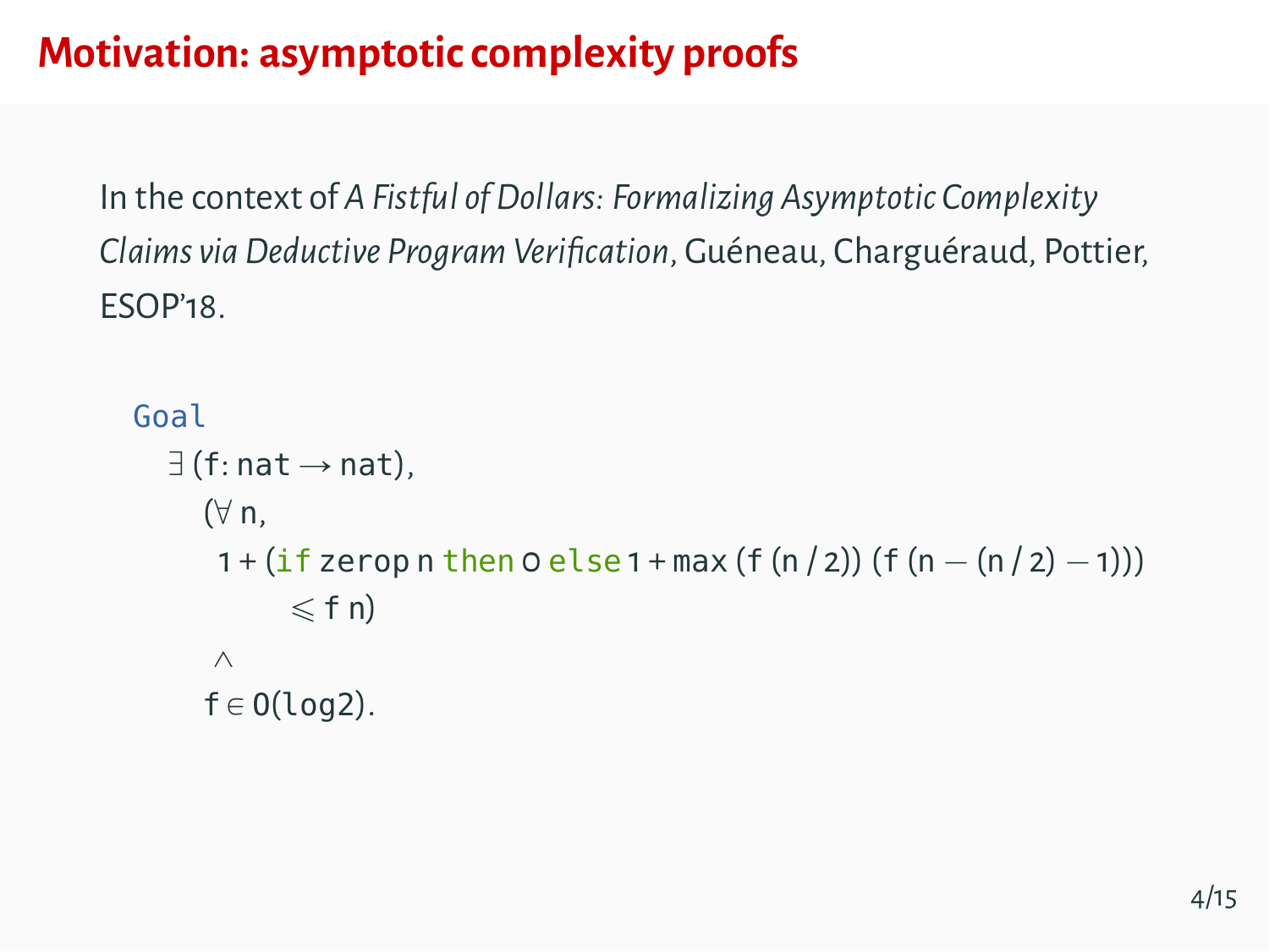# Motivation: asymptotic complexity proofs

In the context of *A Fistful of Dollars: Formalizing Asymptotic Complexity Claims via Deductive Program Verification*, Guéneau, Charguéraud, Pottier, ESOP'18.

```
Goal
  ∃ (f: nat → nat),
    (∀ n,
     1 + (if zerop n then 0 else 1 + max (f (n / 2)) (f (n − (n / 2) − 1)))
          ⩽ f n)
     ∧
    f ∈ O(log2).
```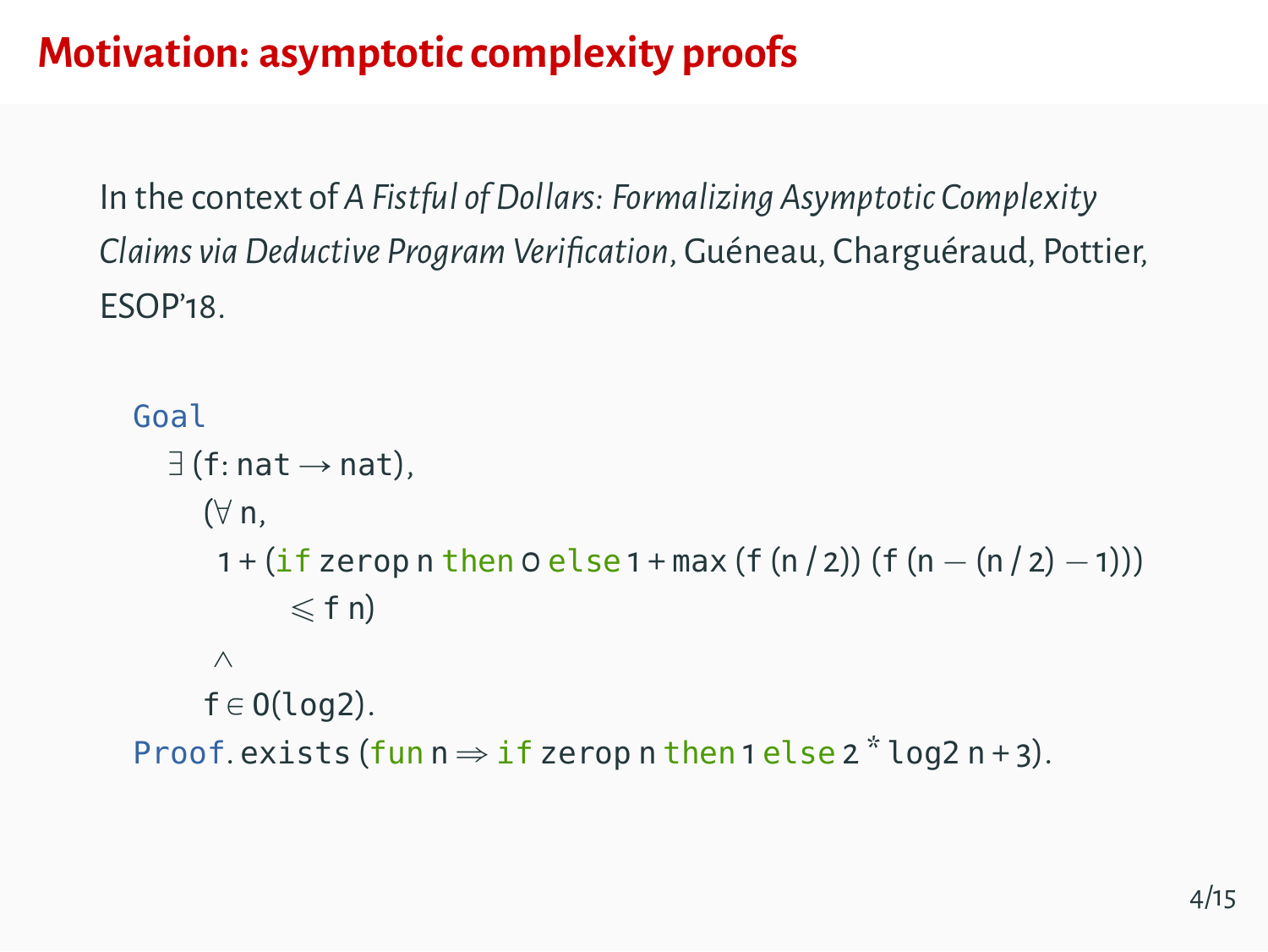# Motivation: asymptotic complexity proofs

In the context of *A Fistful of Dollars: Formalizing Asymptotic Complexity Claims via Deductive Program Verification*, Guéneau, Charguéraud, Pottier, ESOP'18.

```
Goal
  ∃ (f: nat → nat),
    (∀ n,
     1 + (if zerop n then 0 else 1 + max (f (n / 2)) (f (n − (n / 2) − 1)))
          ⩽ f n)
     ∧
    f ∈ O(log2).
Proof. exists (fun n ⇒ if zerop n then 1 else 2 * log2 n + 3).
```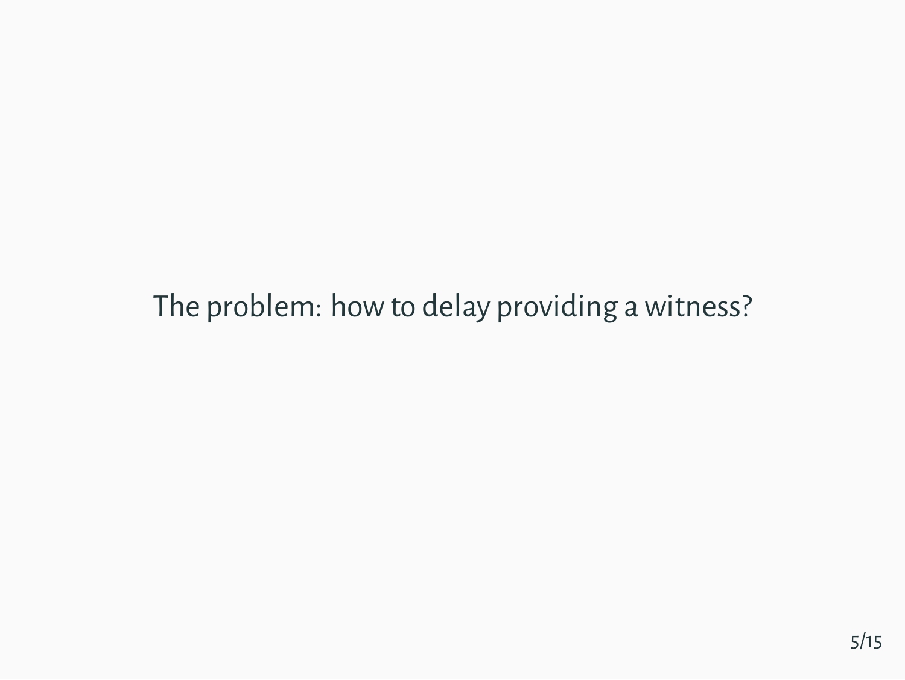The problem: how to delay providing a witness?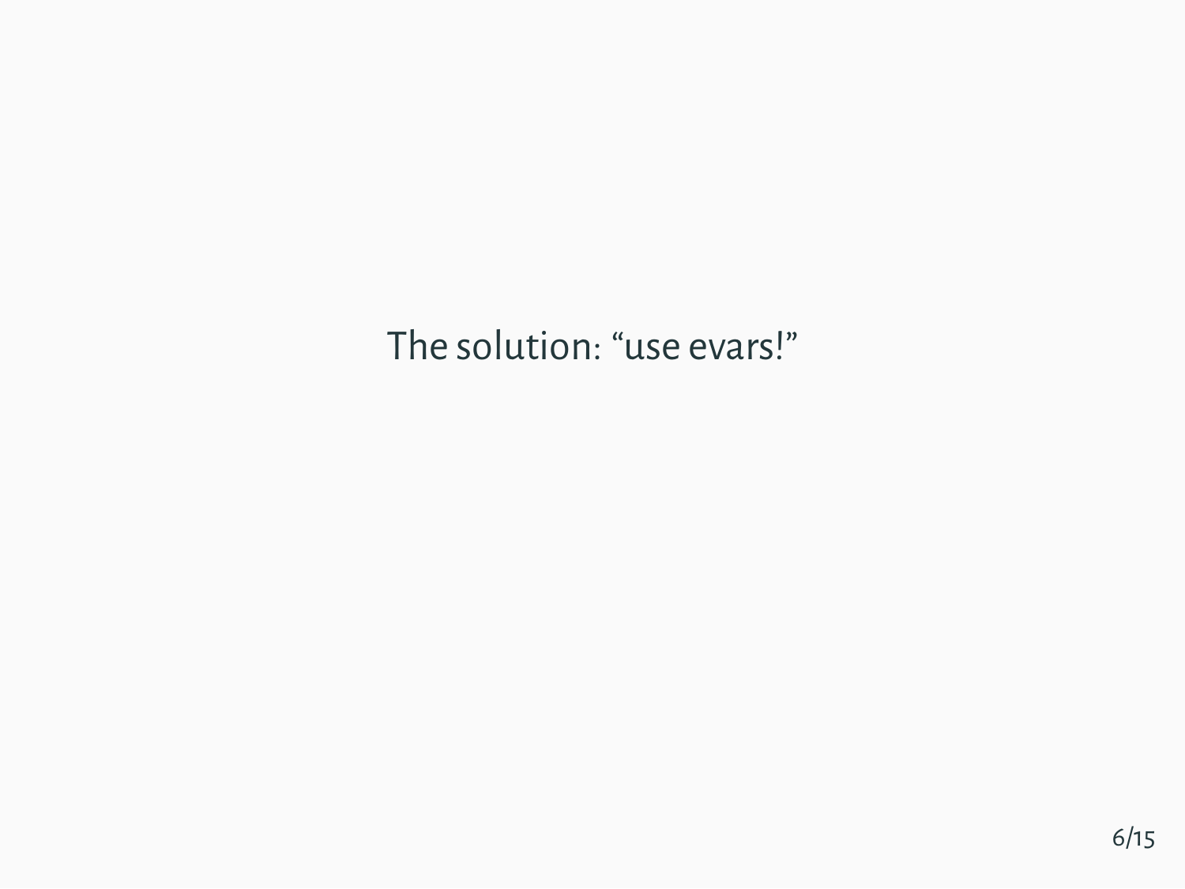The solution: “use evars!”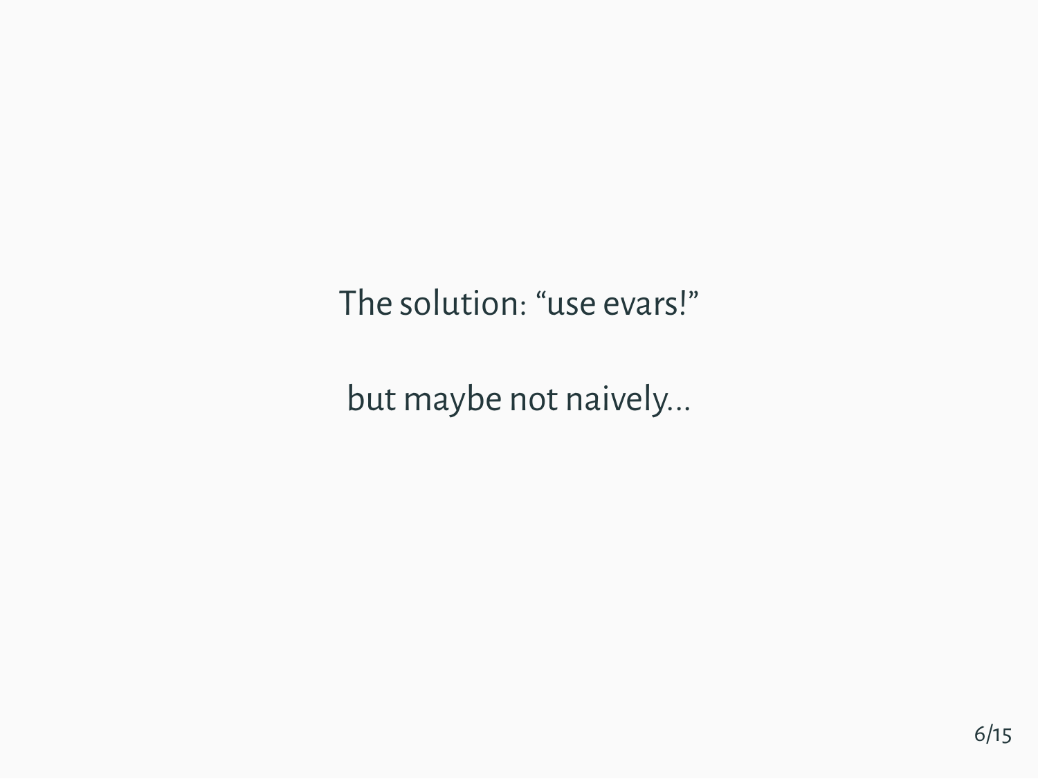The solution: "use evars!"

but maybe not naively...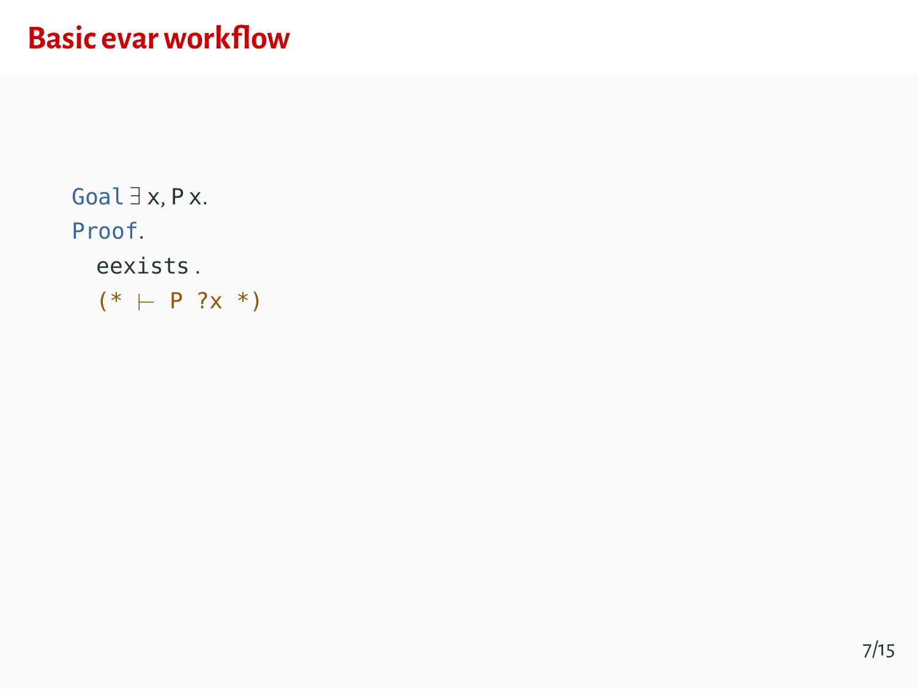# Basic evar workflow

```
Goal ∃ x, P x.
Proof.
  eexists.
  (* ⊢ P ?x *)
```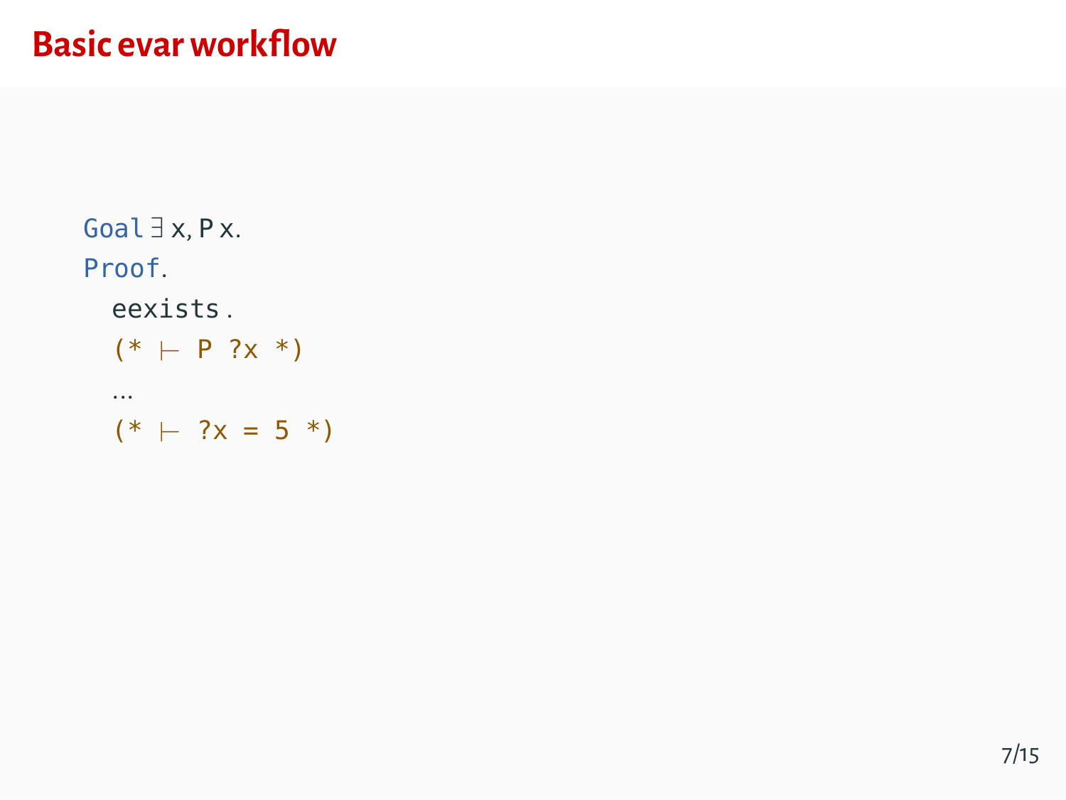# Basic evar workflow

```
Goal ∃ x, P x.
Proof.
  eexists.
  (* ⊢ P ?x *)
  ...
  (* ⊢ ?x = 5 *)
```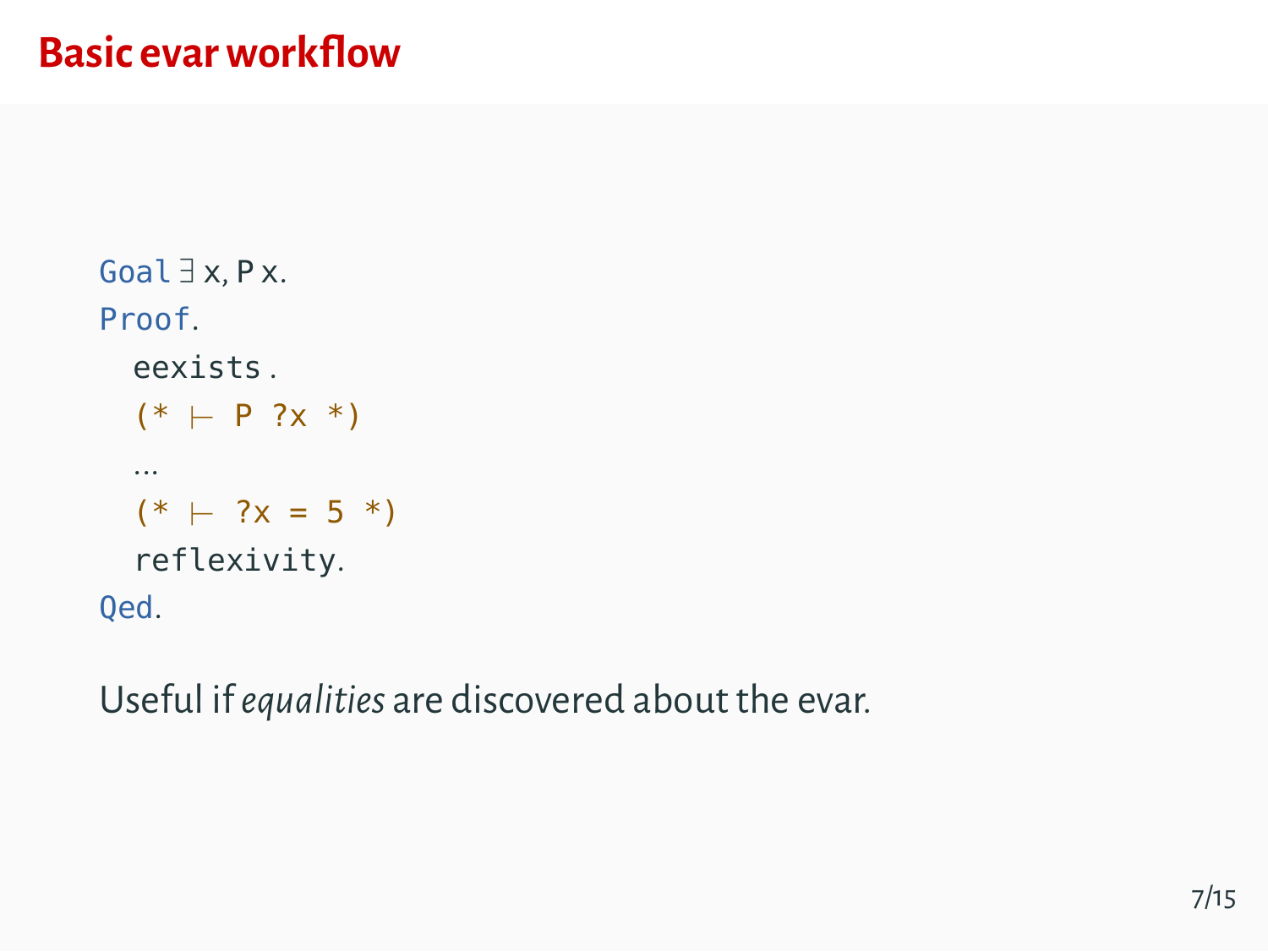# Basic evar workflow

```
Goal ∃ x, P x.
Proof.
  eexists .
  (* ⊢ P ?x *)
  …
  (* ⊢ ?x = 5 *)
  reflexivity.
Qed.
```

Useful if *equalities* are discovered about the evar.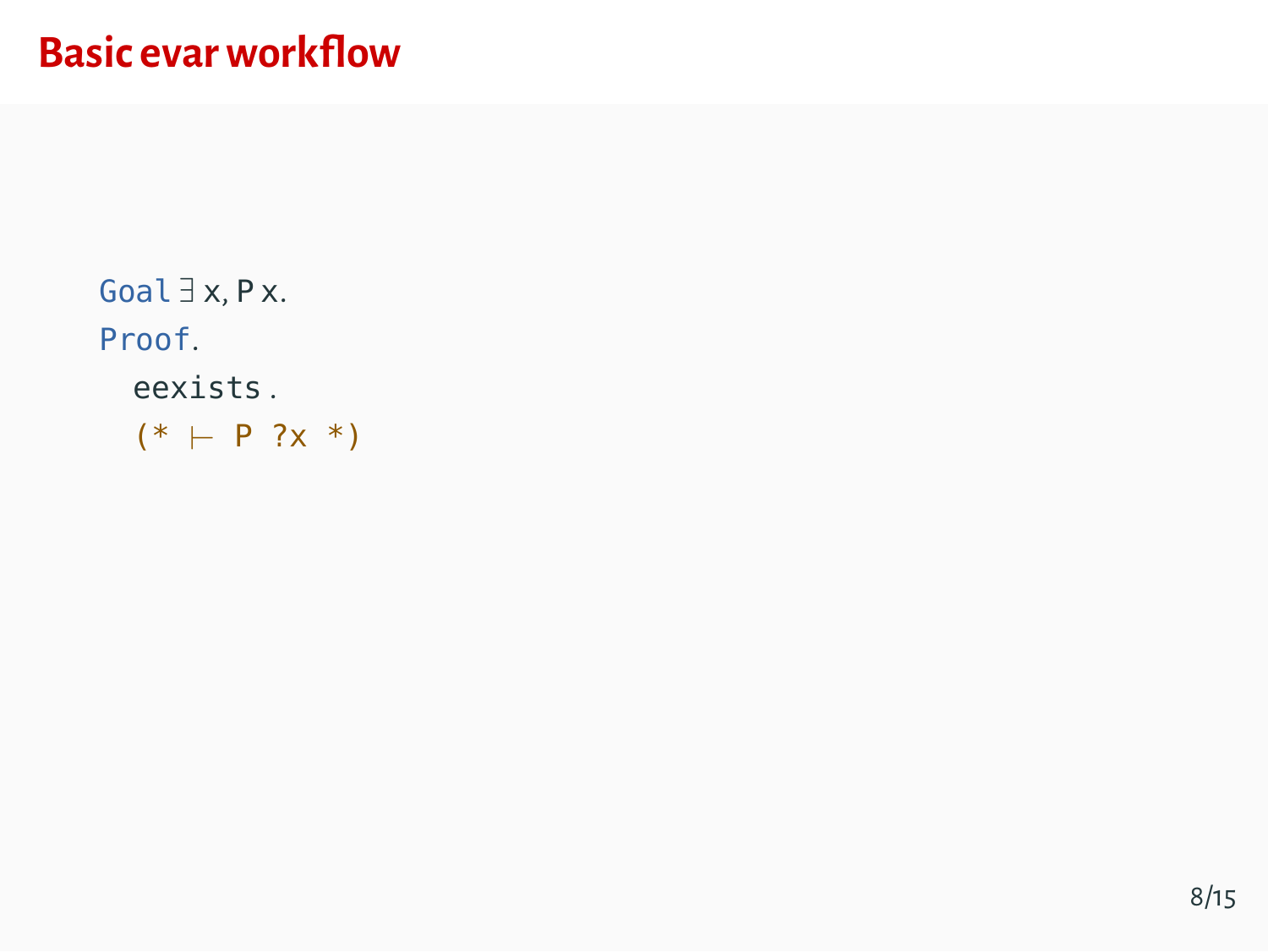# Basic evar workflow

```
Goal ∃ x, P x.
Proof.
  eexists.
  (* ⊢ P ?x *)
```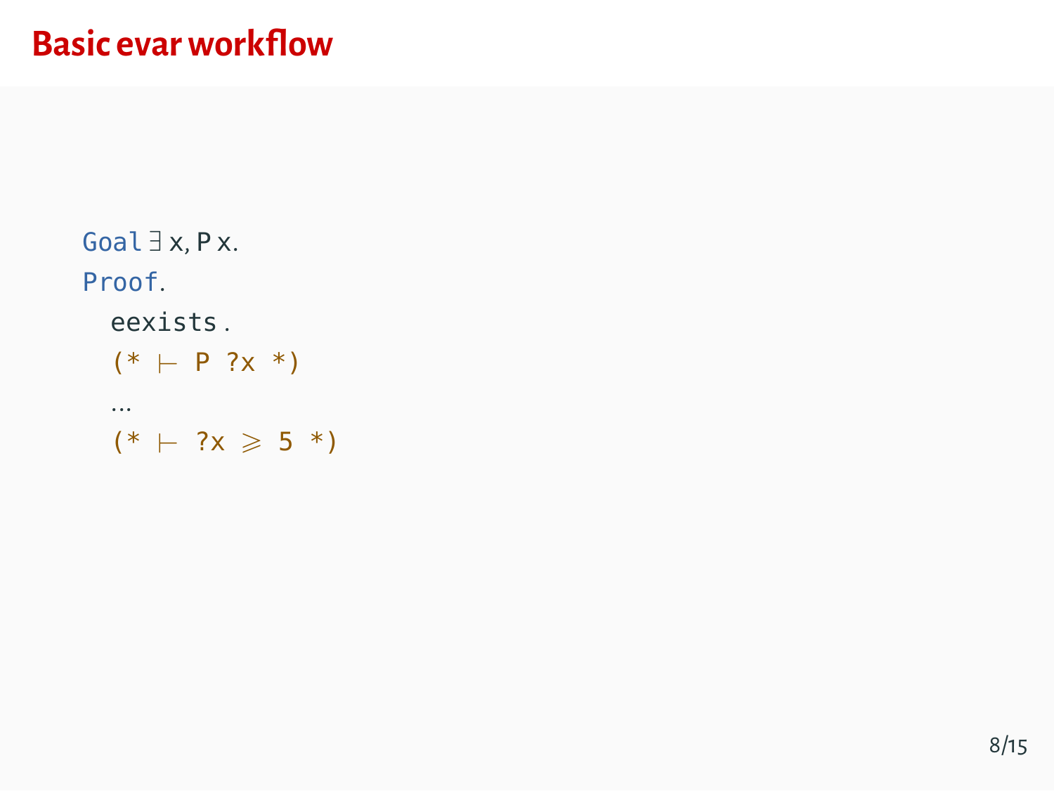# Basic evar workflow

```
Goal ∃ x, P x.
Proof.
  eexists .
  (* ⊢ P ?x *)
  …
  (* ⊢ ?x ⩾ 5 *)
```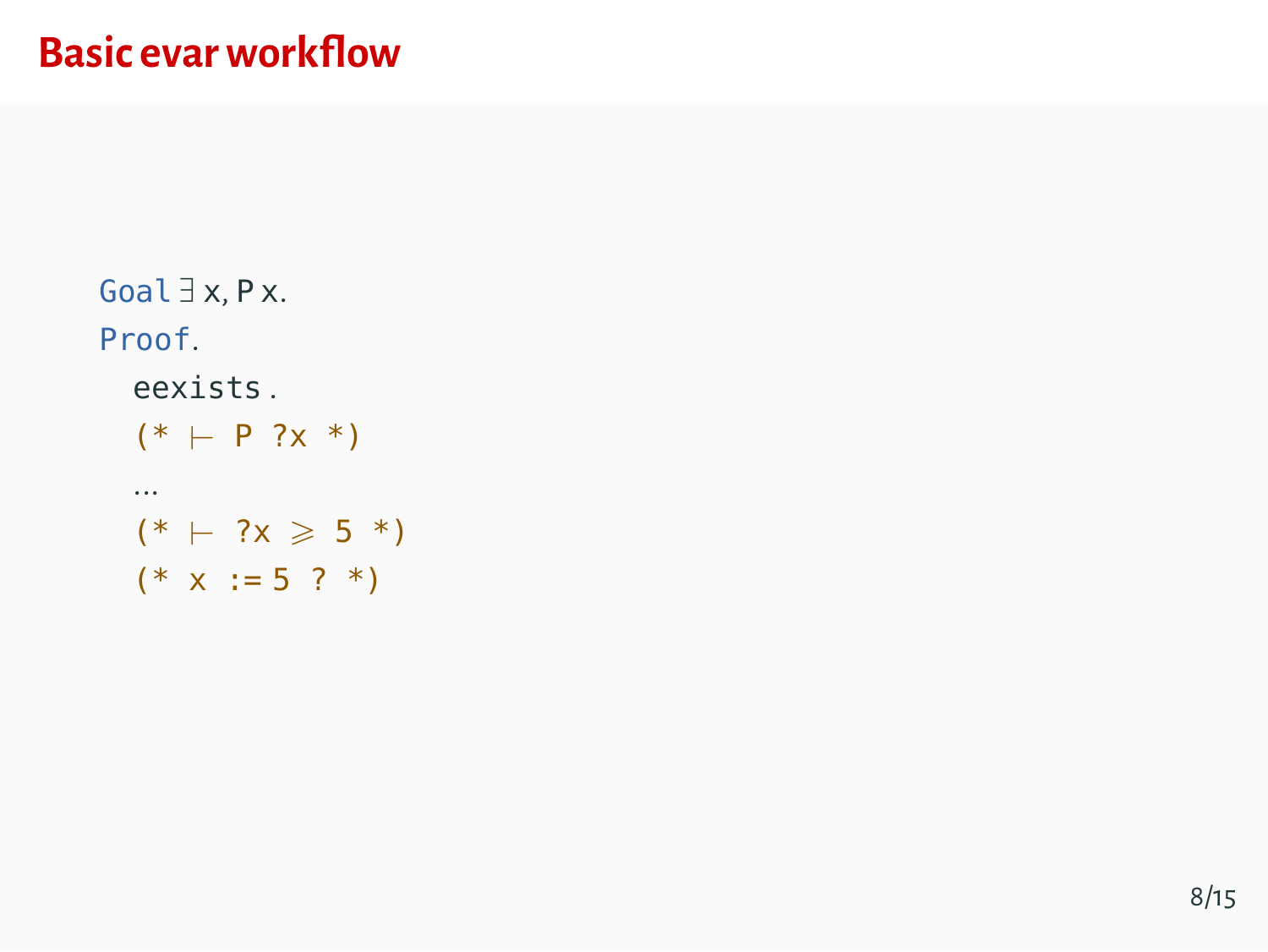# Basic evar workflow

```
Goal ∃ x, P x.
Proof.
  eexists.
  (* ⊢ P ?x *)
  ...
  (* ⊢ ?x ⩾ 5 *)
  (* x := 5 ? *)
```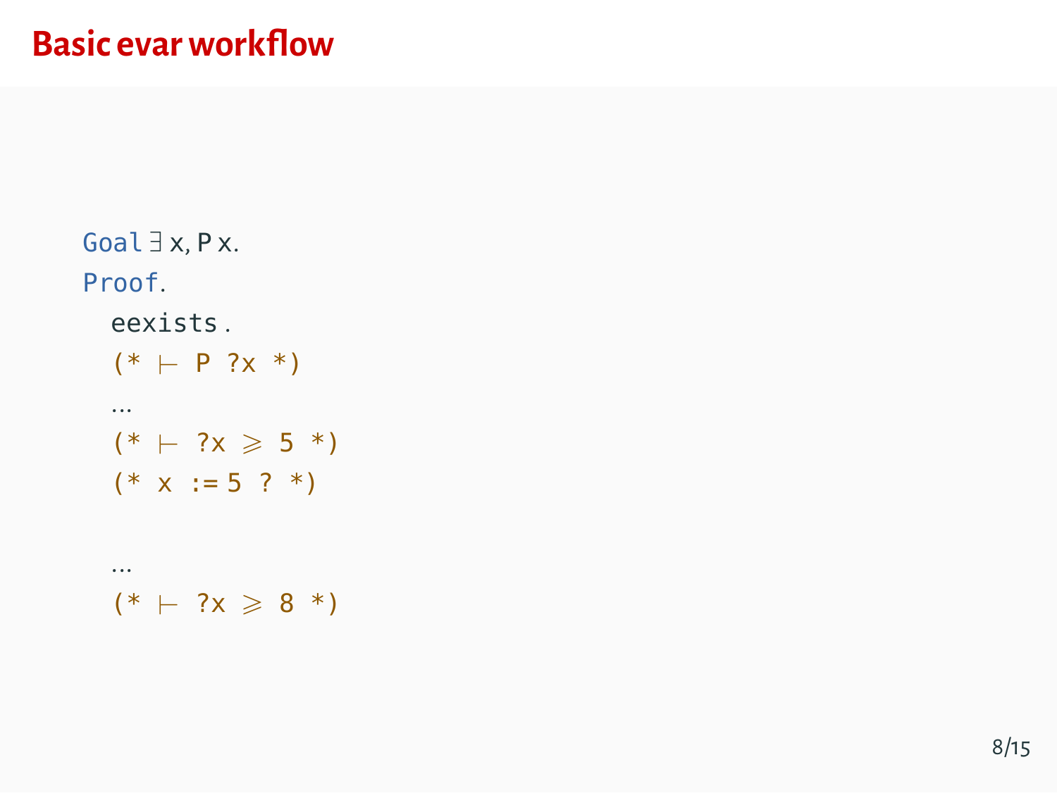# Basic evar workflow

```
Goal ∃ x, P x.
Proof.
  eexists.
  (* ⊢ P ?x *)
  ...
  (* ⊢ ?x ⩾ 5 *)
  (* x := 5 ? *)

  ...
  (* ⊢ ?x ⩾ 8 *)
```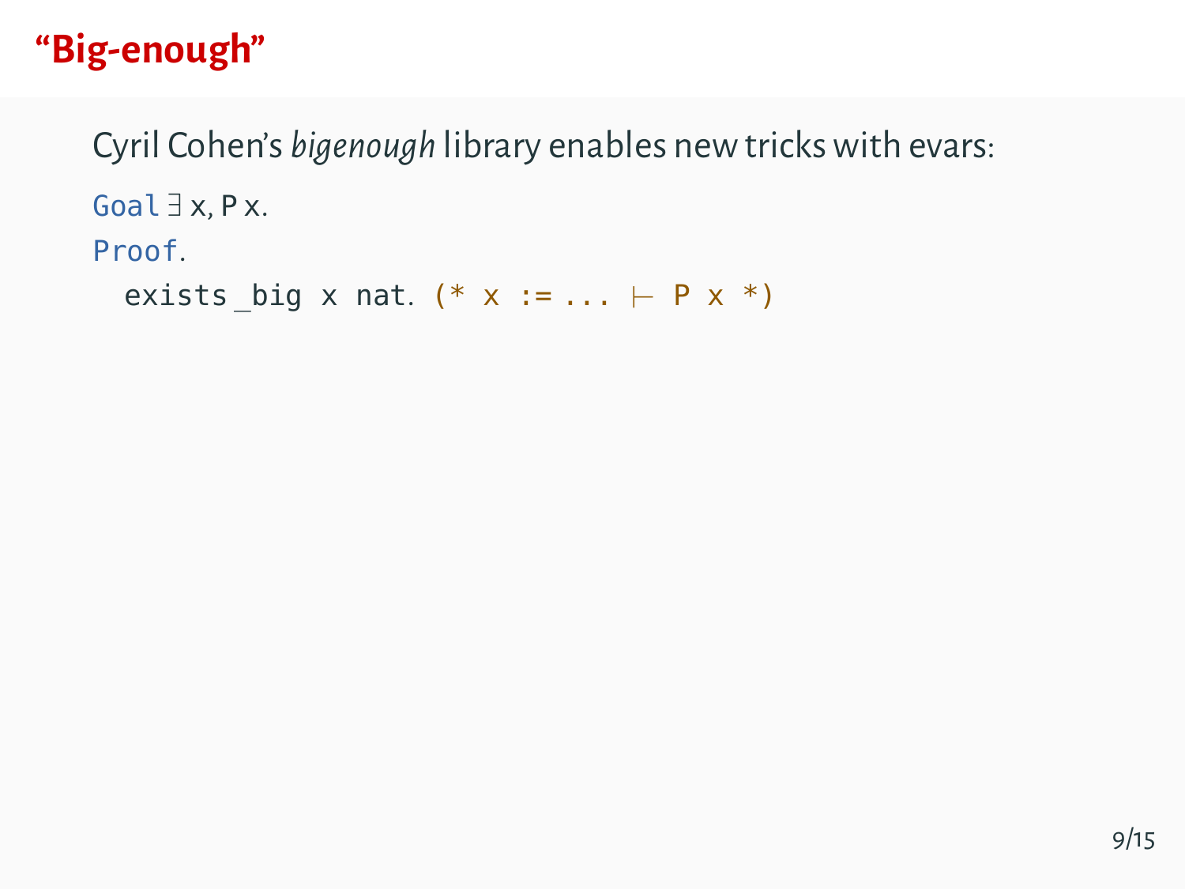# "Big-enough"

Cyril Cohen's *bigenough* library enables new tricks with evars:

```
Goal ∃ x, P x.
Proof.
  exists_big x nat. (* x := ... ⊢ P x *)
```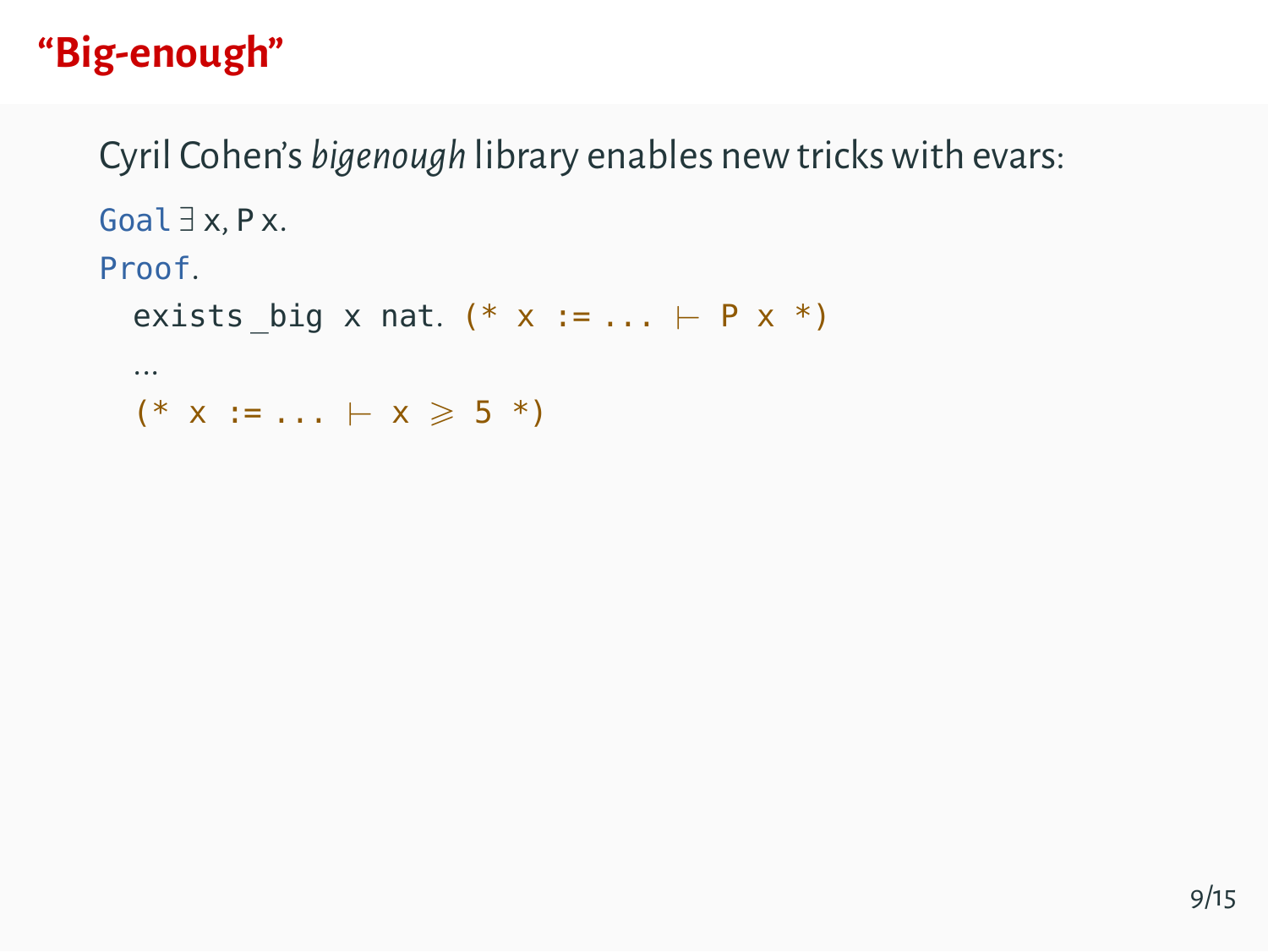# “Big-enough”

Cyril Cohen’s *bigenough* library enables new tricks with evars:

```
Goal ∃ x, P x.
Proof.
  exists_big x nat. (* x := ... ⊢ P x *)
  ...
  (* x := ... ⊢ x ⩾ 5 *)
```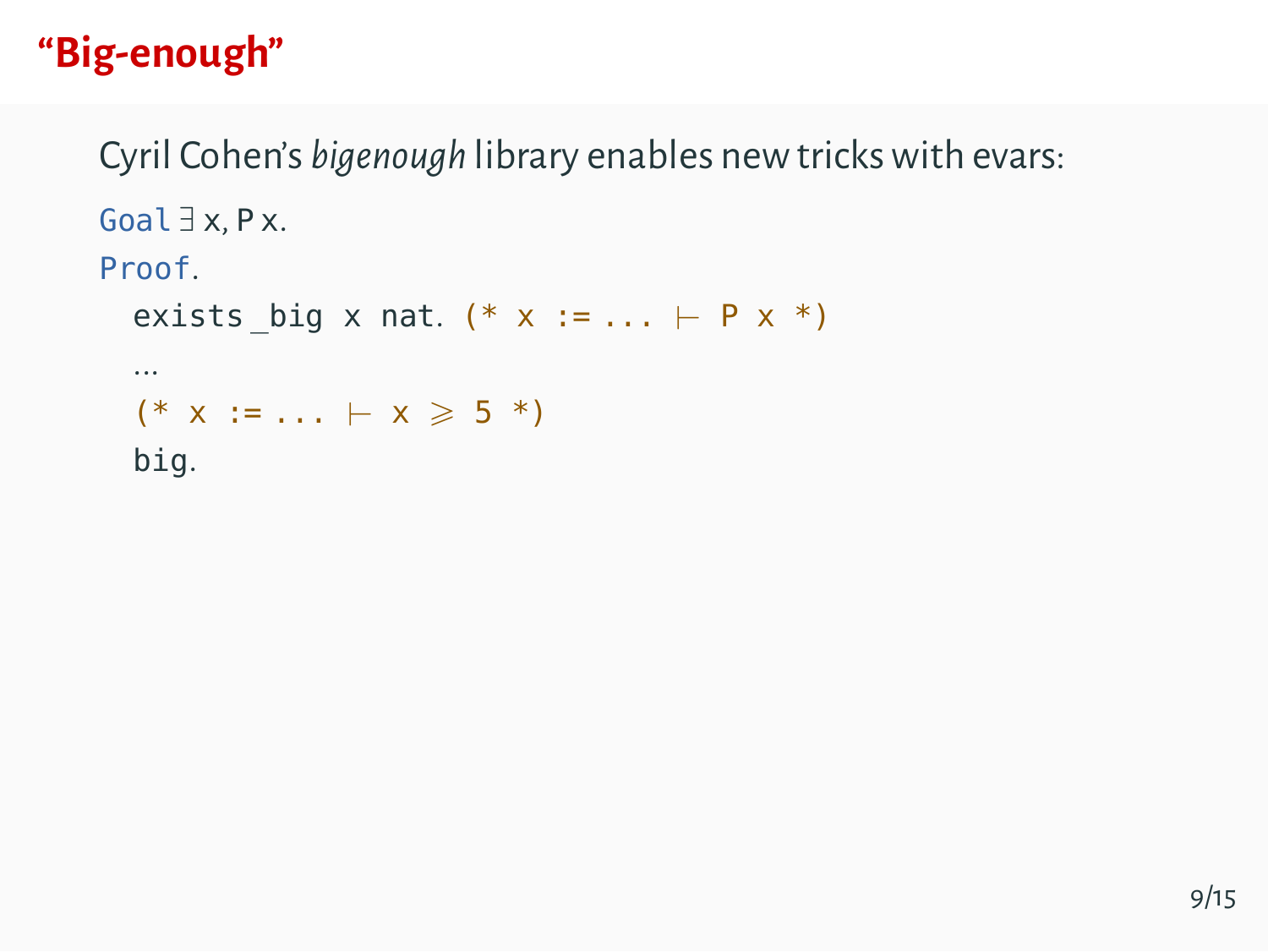# "Big-enough"

Cyril Cohen's *bigenough* library enables new tricks with evars:

```
Goal ∃ x, P x.
Proof.
  exists_big x nat. (* x := ... ⊢ P x *)
  …
  (* x := ... ⊢ x ⩾ 5 *)
  big.
```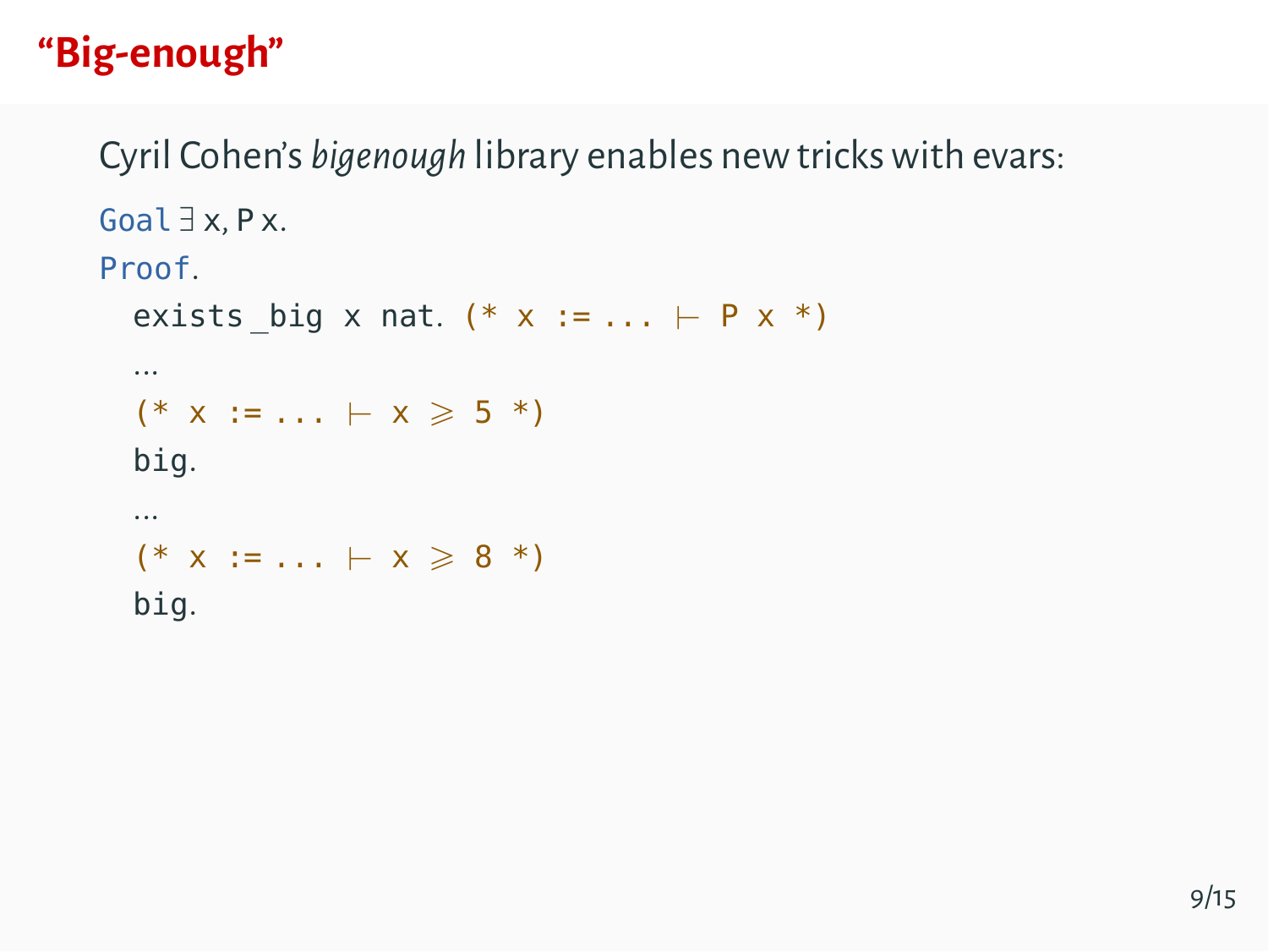# "Big-enough"

Cyril Cohen's *bigenough* library enables new tricks with evars:

```
Goal ∃ x, P x.
Proof.
  exists_big x nat. (* x := ... ⊢ P x *)
  ...
  (* x := ... ⊢ x ⩾ 5 *)
  big.
  ...
  (* x := ... ⊢ x ⩾ 8 *)
  big.
```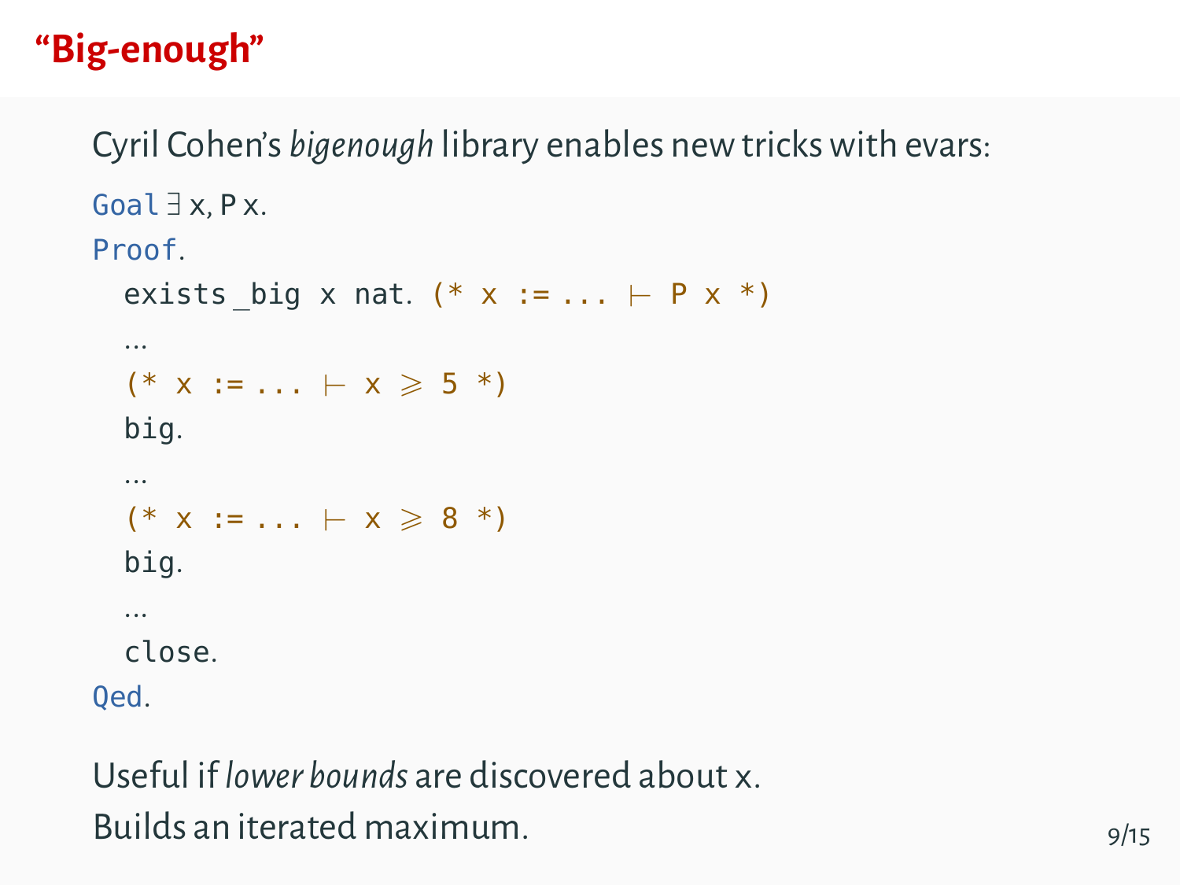# "Big-enough"

Cyril Cohen's *bigenough* library enables new tricks with evars:

```
Goal ∃ x, P x.
Proof.
  exists_big x nat. (* x := ... ⊢ P x *)
  ...
  (* x := ... ⊢ x ⩾ 5 *)
  big.
  ...
  (* x := ... ⊢ x ⩾ 8 *)
  big.
  ...
  close.
Qed.
```

Useful if *lower bounds* are discovered about x.
Builds an iterated maximum.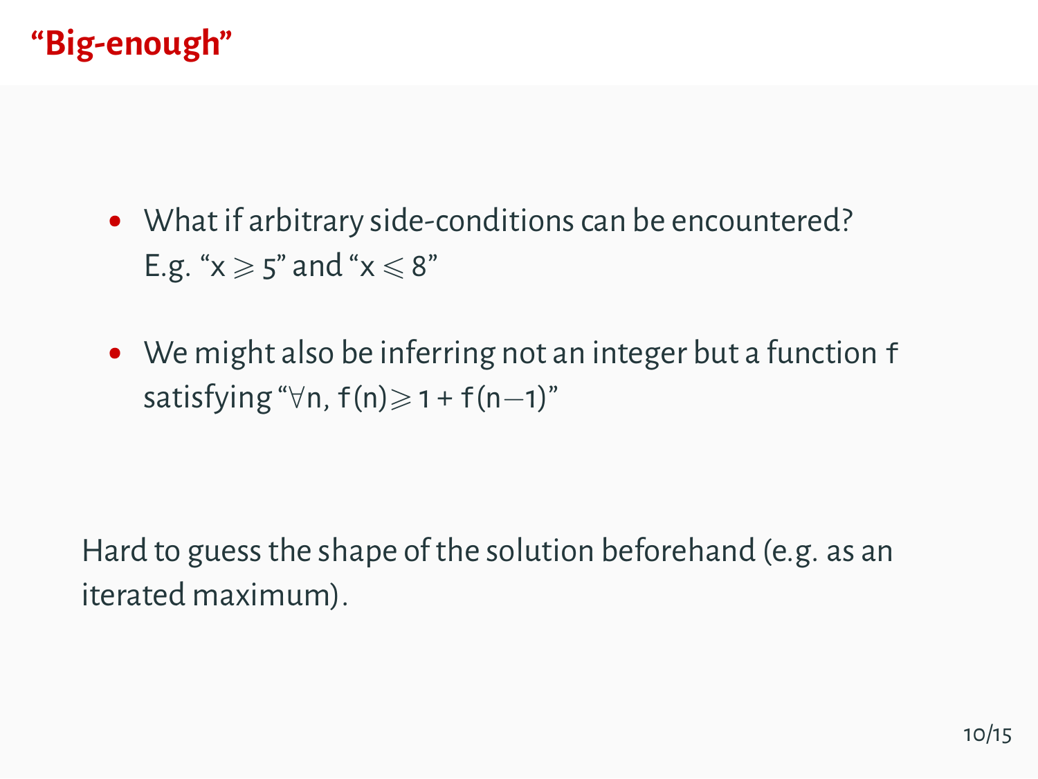# “Big-enough”

- What if arbitrary side-conditions can be encountered? E.g. “$x \geqslant 5$” and “$x \leqslant 8$”

- We might also be inferring not an integer but a function $f$ satisfying “$\forall n,\ f(n) \geqslant 1 + f(n-1)$”

Hard to guess the shape of the solution beforehand (e.g. as an iterated maximum).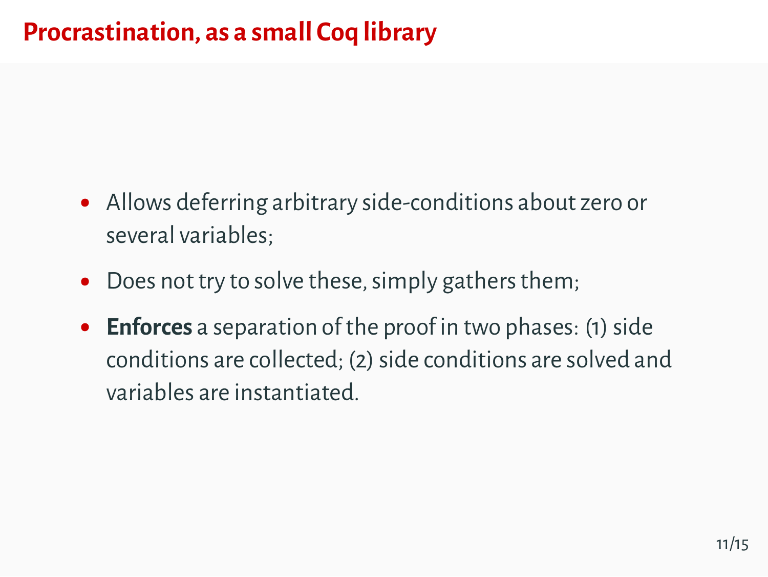# Procrastination, as a small Coq library

- Allows deferring arbitrary side-conditions about zero or several variables;
- Does not try to solve these, simply gathers them;
- **Enforces** a separation of the proof in two phases: (1) side conditions are collected; (2) side conditions are solved and variables are instantiated.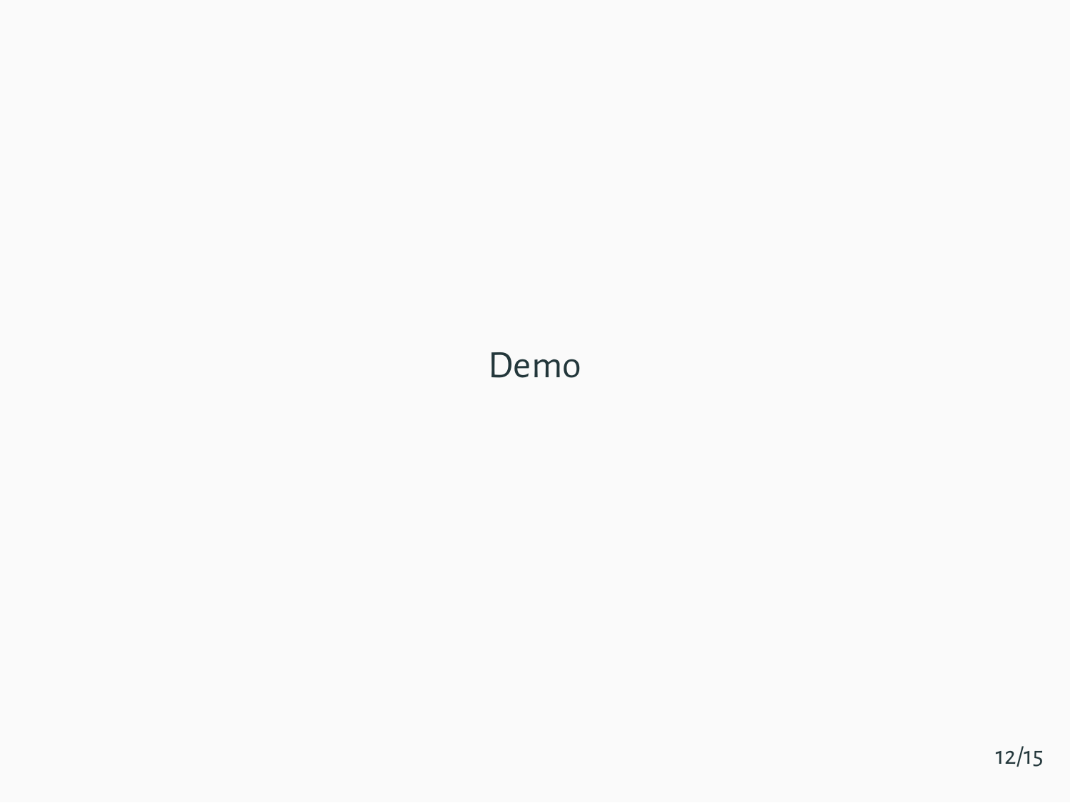Demo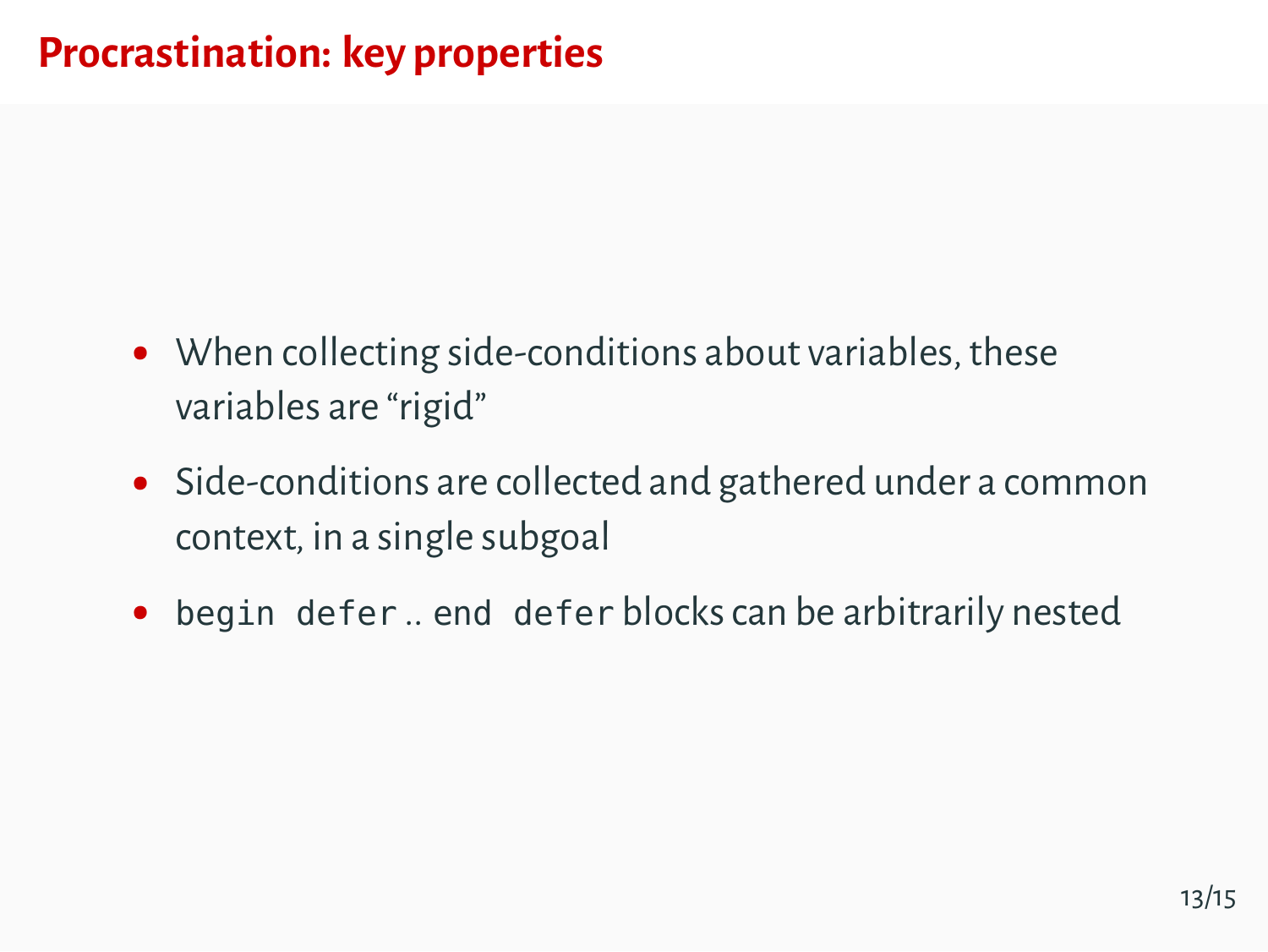# Procrastination: key properties

- When collecting side-conditions about variables, these variables are “rigid”
- Side-conditions are collected and gathered under a common context, in a single subgoal
- `begin defer` .. `end defer` blocks can be arbitrarily nested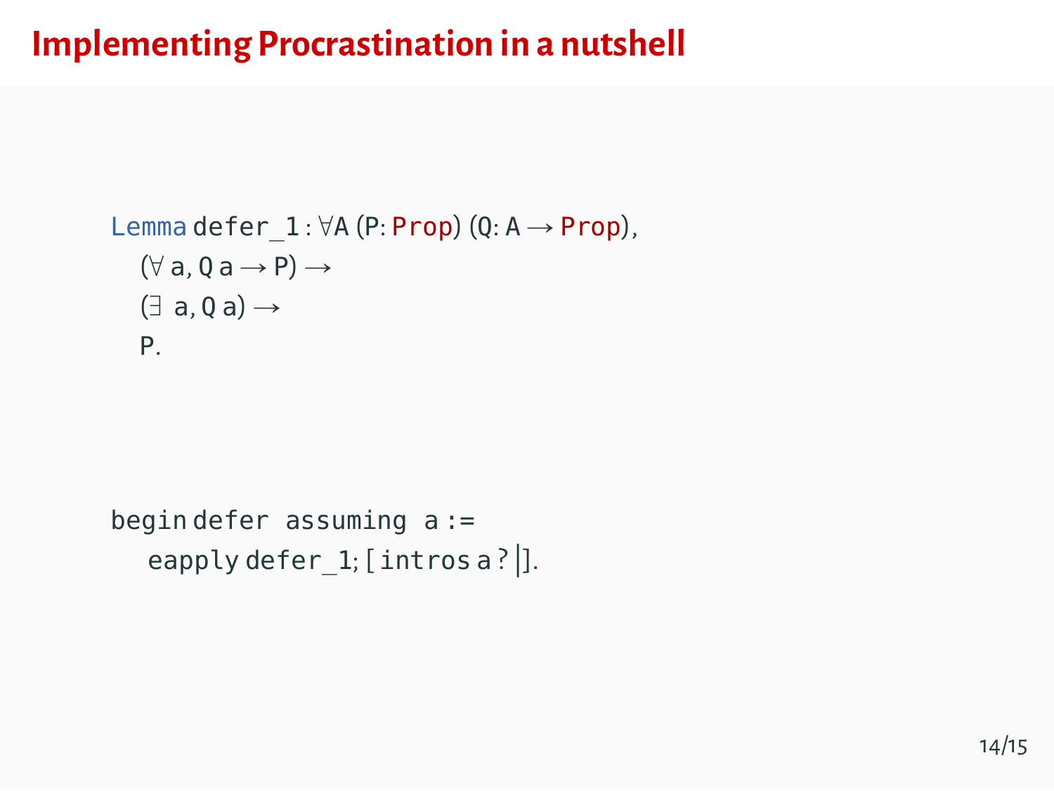# Implementing Procrastination in a nutshell

```
Lemma defer_1 : ∀A (P: Prop) (Q: A → Prop),
  (∀ a, Q a → P) →
  (∃ a, Q a) →
  P.
```

```
begin defer assuming a :=
  eapply defer_1; [ intros a ? |].
```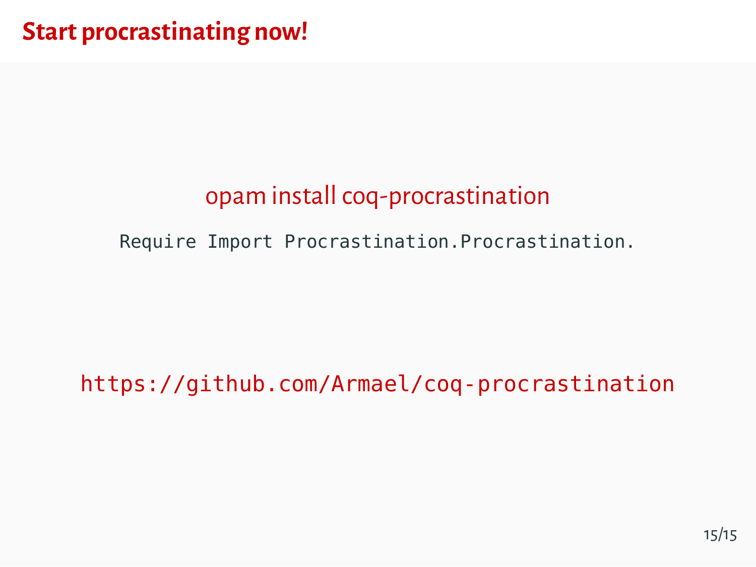# Start procrastinating now!

opam install coq-procrastination

```
Require Import Procrastination.Procrastination.
```

https://github.com/Armael/coq-procrastination